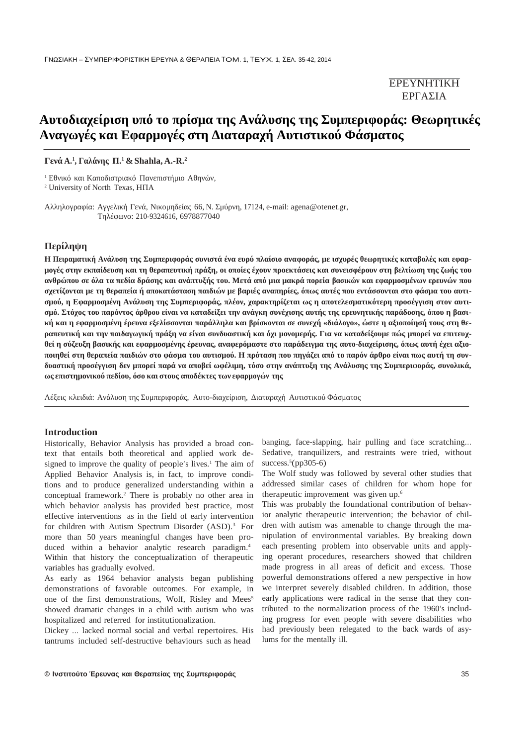ΕΡΕΥΝΗΤΙΚΗ ΕΡΓΑΣΙΑ

# Αυτοδιαχείριση υπό το πρίσμα της Ανάλυσης της Συμπεριφοράς: Θεωρητικές Αναγωγές και Εφαρμογές στη Διαταραχή Αυτιστικού Φάσματος

**Γενά Α.[1], Γαλάνης Π.[1] & Shahla, A.-R.[2]**

[1] Εθνικό και Καποδιστριακό Πανεπιστήμιο Αθηνών,
[2] University of North Texas, ΗΠΑ

Αλληλογραφία: Αγγελική Γενά, Νικομηδείας 66, Ν. Σμύρνη, 17124, e-mail: agena@otenet.gr, Τηλέφωνο: 210-9324616, 6978877040

## Περίληψη

**Η Πειραματική Ανάλυση της Συμπεριφοράς συνιστά ένα ευρύ πλαίσιο αναφοράς, με ισχυρές θεωρητικές καταβολές και εφαρμογές στην εκπαίδευση και τη θεραπευτική πράξη, οι οποίες έχουν προεκτάσεις και συνεισφέρουν στη βελτίωση της ζωής του ανθρώπου σε όλα τα πεδία δράσης και ανάπτυξής του. Μετά από μια μακρά πορεία βασικών και εφαρμοσμένων ερευνών που σχετίζονται με τη θεραπεία ή αποκατάσταση παιδιών με βαριές αναπηρίες, όπως αυτές που εντάσσονται στο φάσμα του αυτισμού, η Εφαρμοσμένη Ανάλυση της Συμπεριφοράς, πλέον, χαρακτηρίζεται ως η αποτελεσματικότερη προσέγγιση στον αυτισμό. Στόχος του παρόντος άρθρου είναι να καταδείξει την ανάγκη συνέχισης αυτής της ερευνητικής παράδοσης, όπου η βασική και η εφαρμοσμένη έρευνα εξελίσσονται παράλληλα και βρίσκονται σε συνεχή «διάλογο», ώστε η αξιοποίησή τους στη θεραπευτική και την παιδαγωγική πράξη να είναι συνδυαστική και όχι μονομερής. Για να καταδείξουμε πώς μπορεί να επιτευχθεί η σύζευξη βασικής και εφαρμοσμένης έρευνας, αναφερόμαστε στο παράδειγμα της αυτο-διαχείρισης, όπως αυτή έχει αξιοποιηθεί στη θεραπεία παιδιών στο φάσμα του αυτισμού. Η πρόταση που πηγάζει από το παρόν άρθρο είναι πως αυτή τη συνδυαστική προσέγγιση δεν μπορεί παρά να αποβεί ωφέλιμη, τόσο στην ανάπτυξη της Ανάλυσης της Συμπεριφοράς, συνολικά, ως επιστημονικού πεδίου, όσο και στους αποδέκτες των εφαρμογών της**

Λέξεις κλειδιά: Ανάλυση της Συμπεριφοράς, Αυτο-διαχείριση, Διαταραχή Αυτιστικού Φάσματος

## Introduction

Historically, Behavior Analysis has provided a broad context that entails both theoretical and applied work designed to improve the quality of people's lives.[1] The aim of Applied Behavior Analysis is, in fact, to improve conditions and to produce generalized understanding within a conceptual framework.[2] There is probably no other area in which behavior analysis has provided best practice, most effective interventions as in the field of early intervention for children with Autism Spectrum Disorder (ASD).[3] For more than 50 years meaningful changes have been produced within a behavior analytic research paradigm.[4] Within that history the conceptualization of therapeutic variables has gradually evolved.

As early as 1964 behavior analysts began publishing demonstrations of favorable outcomes. For example, in one of the first demonstrations, Wolf, Risley and Mees[5] showed dramatic changes in a child with autism who was hospitalized and referred for institutionalization.

Dickey ... lacked normal social and verbal repertoires. His tantrums included self-destructive behaviours such as head banging, face-slapping, hair pulling and face scratching... Sedative, tranquilizers, and restraints were tried, without success.[5](pp305-6)

The Wolf study was followed by several other studies that addressed similar cases of children for whom hope for therapeutic improvement was given up.[6]

This was probably the foundational contribution of behavior analytic therapeutic intervention; the behavior of children with autism was amenable to change through the manipulation of environmental variables. By breaking down each presenting problem into observable units and applying operant procedures, researchers showed that children made progress in all areas of deficit and excess. Those powerful demonstrations offered a new perspective in how we interpret severely disabled children. In addition, those early applications were radical in the sense that they contributed to the normalization process of the 1960's including progress for even people with severe disabilities who had previously been relegated to the back wards of asylums for the mentally ill.

© Ινστιτούτο Έρευνας και Θεραπείας της Συμπεριφοράς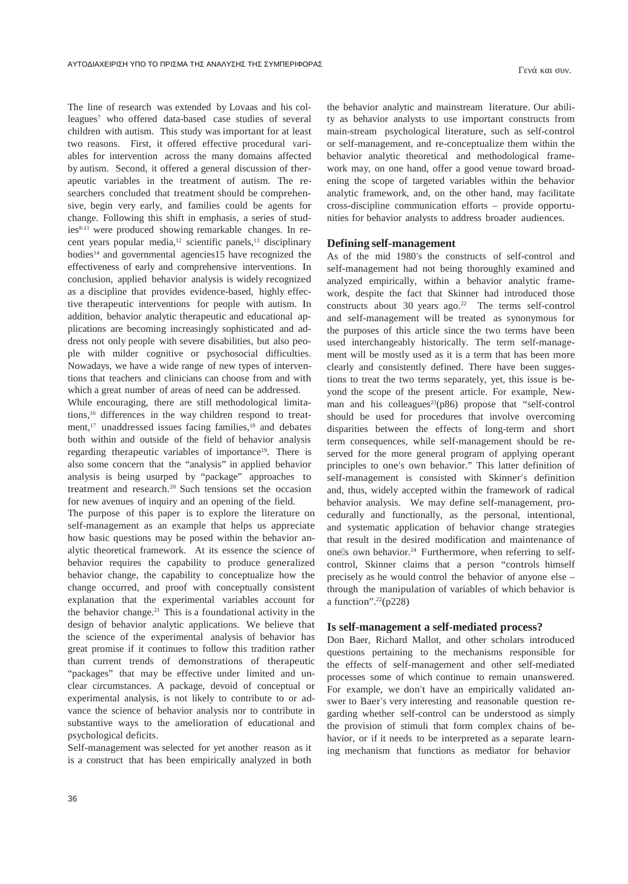The line of research was extended by Lovaas and his colleagues[7] who offered data-based case studies of several children with autism. This study was important for at least two reasons. First, it offered effective procedural variables for intervention across the many domains affected by autism. Second, it offered a general discussion of therapeutic variables in the treatment of autism. The researchers concluded that treatment should be comprehensive, begin very early, and families could be agents for change. Following this shift in emphasis, a series of studies[8-11] were produced showing remarkable changes. In recent years popular media,[12] scientific panels,[13] disciplinary bodies[14] and governmental agencies15 have recognized the effectiveness of early and comprehensive interventions. In conclusion, applied behavior analysis is widely recognized as a discipline that provides evidence-based, highly effective therapeutic interventions for people with autism. In addition, behavior analytic therapeutic and educational applications are becoming increasingly sophisticated and address not only people with severe disabilities, but also people with milder cognitive or psychosocial difficulties. Nowadays, we have a wide range of new types of interventions that teachers and clinicians can choose from and with which a great number of areas of need can be addressed.

While encouraging, there are still methodological limitations,[16] differences in the way children respond to treatment,[17] unaddressed issues facing families,[18] and debates both within and outside of the field of behavior analysis regarding therapeutic variables of importance[19]. There is also some concern that the "analysis" in applied behavior analysis is being usurped by "package" approaches to treatment and research.[20] Such tensions set the occasion for new avenues of inquiry and an opening of the field.

The purpose of this paper is to explore the literature on self-management as an example that helps us appreciate how basic questions may be posed within the behavior analytic theoretical framework. At its essence the science of behavior requires the capability to produce generalized behavior change, the capability to conceptualize how the change occurred, and proof with conceptually consistent explanation that the experimental variables account for the behavior change.[21] This is a foundational activity in the design of behavior analytic applications. We believe that the science of the experimental analysis of behavior has great promise if it continues to follow this tradition rather than current trends of demonstrations of therapeutic "packages" that may be effective under limited and unclear circumstances. A package, devoid of conceptual or experimental analysis, is not likely to contribute to or advance the science of behavior analysis nor to contribute in substantive ways to the amelioration of educational and psychological deficits.

Self-management was selected for yet another reason as it is a construct that has been empirically analyzed in both the behavior analytic and mainstream literature. Our ability as behavior analysts to use important constructs from main-stream psychological literature, such as self-control or self-management, and re-conceptualize them within the behavior analytic theoretical and methodological framework may, on one hand, offer a good venue toward broadening the scope of targeted variables within the behavior analytic framework, and, on the other hand, may facilitate cross-discipline communication efforts – provide opportunities for behavior analysts to address broader audiences.

## Defining self-management

As of the mid 1980's the constructs of self-control and self-management had not being thoroughly examined and analyzed empirically, within a behavior analytic framework, despite the fact that Skinner had introduced those constructs about 30 years ago.[22] The terms self-control and self-management will be treated as synonymous for the purposes of this article since the two terms have been used interchangeably historically. The term self-management will be mostly used as it is a term that has been more clearly and consistently defined. There have been suggestions to treat the two terms separately, yet, this issue is beyond the scope of the present article. For example, Newman and his colleagues[23](p86) propose that "self-control should be used for procedures that involve overcoming disparities between the effects of long-term and short term consequences, while self-management should be reserved for the more general program of applying operant principles to one's own behavior." This latter definition of self-management is consisted with Skinner's definition and, thus, widely accepted within the framework of radical behavior analysis. We may define self-management, procedurally and functionally, as the personal, intentional, and systematic application of behavior change strategies that result in the desired modification and maintenance of one's own behavior.[24] Furthermore, when referring to self-control, Skinner claims that a person "controls himself precisely as he would control the behavior of anyone else – through the manipulation of variables of which behavior is a function".[22](p228)

## Is self-management a self-mediated process?

Don Baer, Richard Mallot, and other scholars introduced questions pertaining to the mechanisms responsible for the effects of self-management and other self-mediated processes some of which continue to remain unanswered. For example, we don't have an empirically validated answer to Baer's very interesting and reasonable question regarding whether self-control can be understood as simply the provision of stimuli that form complex chains of behavior, or if it needs to be interpreted as a separate learning mechanism that functions as mediator for behavior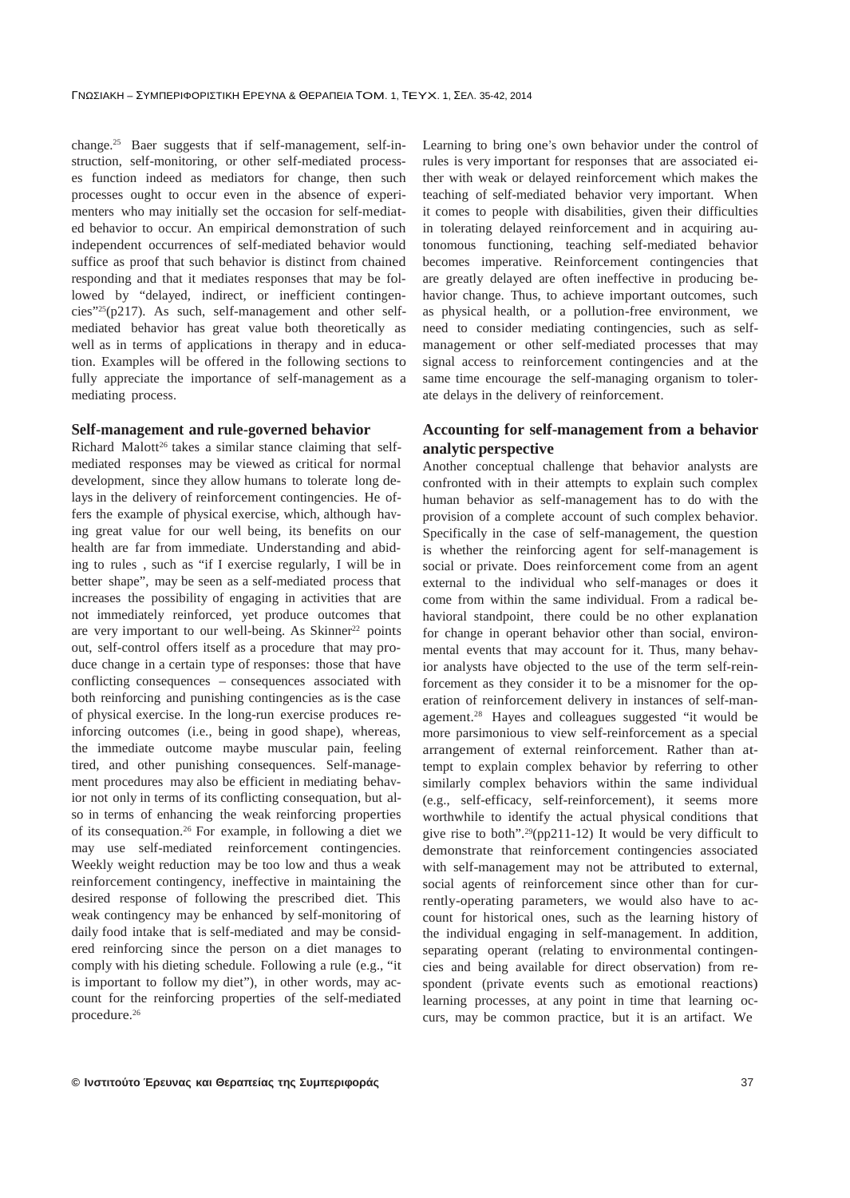change.[25] Baer suggests that if self-management, self-instruction, self-monitoring, or other self-mediated processes function indeed as mediators for change, then such processes ought to occur even in the absence of experimenters who may initially set the occasion for self-mediated behavior to occur. An empirical demonstration of such independent occurrences of self-mediated behavior would suffice as proof that such behavior is distinct from chained responding and that it mediates responses that may be followed by "delayed, indirect, or inefficient contingencies"[25](p217). As such, self-management and other self-mediated behavior has great value both theoretically as well as in terms of applications in therapy and in education. Examples will be offered in the following sections to fully appreciate the importance of self-management as a mediating process.

## Self-management and rule-governed behavior

Richard Malott[26] takes a similar stance claiming that self-mediated responses may be viewed as critical for normal development, since they allow humans to tolerate long delays in the delivery of reinforcement contingencies. He offers the example of physical exercise, which, although having great value for our well being, its benefits on our health are far from immediate. Understanding and abiding to rules , such as "if I exercise regularly, I will be in better shape", may be seen as a self-mediated process that increases the possibility of engaging in activities that are not immediately reinforced, yet produce outcomes that are very important to our well-being. As Skinner[22] points out, self-control offers itself as a procedure that may produce change in a certain type of responses: those that have conflicting consequences – consequences associated with both reinforcing and punishing contingencies as is the case of physical exercise. In the long-run exercise produces reinforcing outcomes (i.e., being in good shape), whereas, the immediate outcome maybe muscular pain, feeling tired, and other punishing consequences. Self-management procedures may also be efficient in mediating behavior not only in terms of its conflicting consequation, but also in terms of enhancing the weak reinforcing properties of its consequation.[26] For example, in following a diet we may use self-mediated reinforcement contingencies. Weekly weight reduction may be too low and thus a weak reinforcement contingency, ineffective in maintaining the desired response of following the prescribed diet. This weak contingency may be enhanced by self-monitoring of daily food intake that is self-mediated and may be considered reinforcing since the person on a diet manages to comply with his dieting schedule. Following a rule (e.g., "it is important to follow my diet"), in other words, may account for the reinforcing properties of the self-mediated procedure.[26]

Learning to bring one's own behavior under the control of rules is very important for responses that are associated either with weak or delayed reinforcement which makes the teaching of self-mediated behavior very important. When it comes to people with disabilities, given their difficulties in tolerating delayed reinforcement and in acquiring autonomous functioning, teaching self-mediated behavior becomes imperative. Reinforcement contingencies that are greatly delayed are often ineffective in producing behavior change. Thus, to achieve important outcomes, such as physical health, or a pollution-free environment, we need to consider mediating contingencies, such as self-management or other self-mediated processes that may signal access to reinforcement contingencies and at the same time encourage the self-managing organism to tolerate delays in the delivery of reinforcement.

## Accounting for self-management from a behavior analytic perspective

Another conceptual challenge that behavior analysts are confronted with in their attempts to explain such complex human behavior as self-management has to do with the provision of a complete account of such complex behavior. Specifically in the case of self-management, the question is whether the reinforcing agent for self-management is social or private. Does reinforcement come from an agent external to the individual who self-manages or does it come from within the same individual. From a radical behavioral standpoint, there could be no other explanation for change in operant behavior other than social, environmental events that may account for it. Thus, many behavior analysts have objected to the use of the term self-reinforcement as they consider it to be a misnomer for the operation of reinforcement delivery in instances of self-management.[28] Hayes and colleagues suggested "it would be more parsimonious to view self-reinforcement as a special arrangement of external reinforcement. Rather than attempt to explain complex behavior by referring to other similarly complex behaviors within the same individual (e.g., self-efficacy, self-reinforcement), it seems more worthwhile to identify the actual physical conditions that give rise to both".[29](pp211-12) It would be very difficult to demonstrate that reinforcement contingencies associated with self-management may not be attributed to external, social agents of reinforcement since other than for currently-operating parameters, we would also have to account for historical ones, such as the learning history of the individual engaging in self-management. In addition, separating operant (relating to environmental contingencies and being available for direct observation) from respondent (private events such as emotional reactions) learning processes, at any point in time that learning occurs, may be common practice, but it is an artifact. We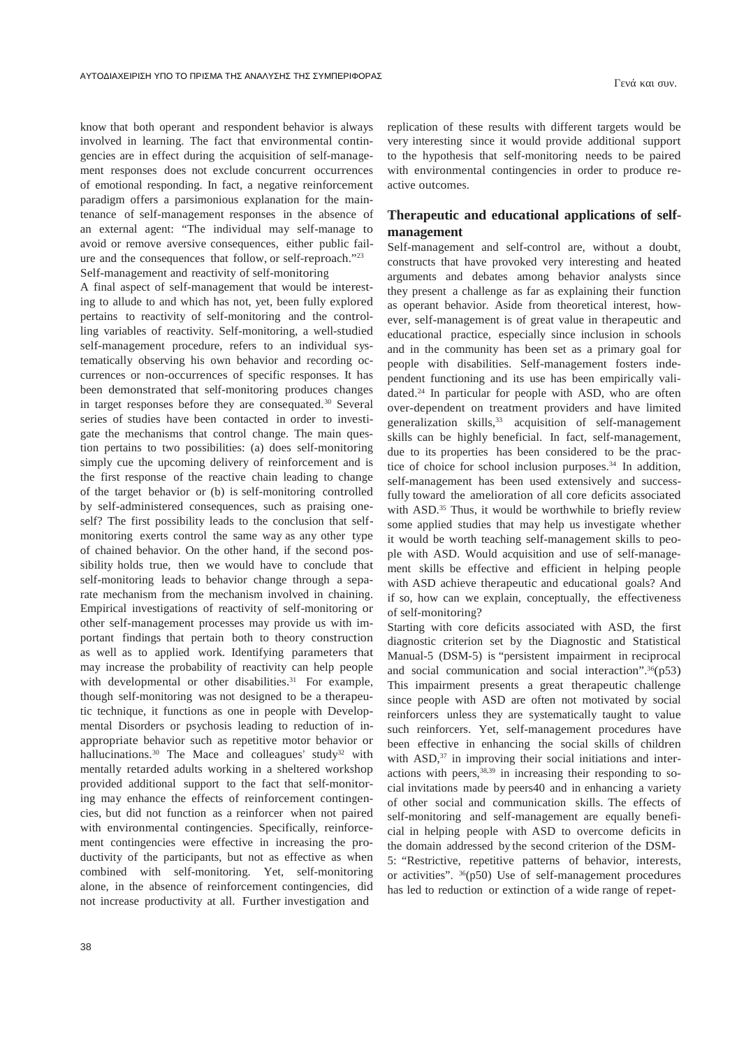know that both operant and respondent behavior is always involved in learning. The fact that environmental contingencies are in effect during the acquisition of self-management responses does not exclude concurrent occurrences of emotional responding. In fact, a negative reinforcement paradigm offers a parsimonious explanation for the maintenance of self-management responses in the absence of an external agent: "The individual may self-manage to avoid or remove aversive consequences, either public failure and the consequences that follow, or self-reproach."[23]

Self-management and reactivity of self-monitoring

A final aspect of self-management that would be interesting to allude to and which has not, yet, been fully explored pertains to reactivity of self-monitoring and the controlling variables of reactivity. Self-monitoring, a well-studied self-management procedure, refers to an individual systematically observing his own behavior and recording occurrences or non-occurrences of specific responses. It has been demonstrated that self-monitoring produces changes in target responses before they are consequated.[30] Several series of studies have been contacted in order to investigate the mechanisms that control change. The main question pertains to two possibilities: (a) does self-monitoring simply cue the upcoming delivery of reinforcement and is the first response of the reactive chain leading to change of the target behavior or (b) is self-monitoring controlled by self-administered consequences, such as praising oneself? The first possibility leads to the conclusion that self-monitoring exerts control the same way as any other type of chained behavior. On the other hand, if the second possibility holds true, then we would have to conclude that self-monitoring leads to behavior change through a separate mechanism from the mechanism involved in chaining. Empirical investigations of reactivity of self-monitoring or other self-management processes may provide us with important findings that pertain both to theory construction as well as to applied work. Identifying parameters that may increase the probability of reactivity can help people with developmental or other disabilities.[31] For example, though self-monitoring was not designed to be a therapeutic technique, it functions as one in people with Developmental Disorders or psychosis leading to reduction of inappropriate behavior such as repetitive motor behavior or hallucinations.[30] The Mace and colleagues' study[32] with mentally retarded adults working in a sheltered workshop provided additional support to the fact that self-monitoring may enhance the effects of reinforcement contingencies, but did not function as a reinforcer when not paired with environmental contingencies. Specifically, reinforcement contingencies were effective in increasing the productivity of the participants, but not as effective as when combined with self-monitoring. Yet, self-monitoring alone, in the absence of reinforcement contingencies, did not increase productivity at all. Further investigation and replication of these results with different targets would be very interesting since it would provide additional support to the hypothesis that self-monitoring needs to be paired with environmental contingencies in order to produce reactive outcomes.

## Therapeutic and educational applications of self-management

Self-management and self-control are, without a doubt, constructs that have provoked very interesting and heated arguments and debates among behavior analysts since they present a challenge as far as explaining their function as operant behavior. Aside from theoretical interest, however, self-management is of great value in therapeutic and educational practice, especially since inclusion in schools and in the community has been set as a primary goal for people with disabilities. Self-management fosters independent functioning and its use has been empirically validated.[24] In particular for people with ASD, who are often over-dependent on treatment providers and have limited generalization skills,[33] acquisition of self-management skills can be highly beneficial. In fact, self-management, due to its properties has been considered to be the practice of choice for school inclusion purposes.[34] In addition, self-management has been used extensively and successfully toward the amelioration of all core deficits associated with ASD.[35] Thus, it would be worthwhile to briefly review some applied studies that may help us investigate whether it would be worth teaching self-management skills to people with ASD. Would acquisition and use of self-management skills be effective and efficient in helping people with ASD achieve therapeutic and educational goals? And if so, how can we explain, conceptually, the effectiveness of self-monitoring?

Starting with core deficits associated with ASD, the first diagnostic criterion set by the Diagnostic and Statistical Manual-5 (DSM-5) is "persistent impairment in reciprocal and social communication and social interaction".[36](p53) This impairment presents a great therapeutic challenge since people with ASD are often not motivated by social reinforcers unless they are systematically taught to value such reinforcers. Yet, self-management procedures have been effective in enhancing the social skills of children with ASD,[37] in improving their social initiations and interactions with peers,[38,39] in increasing their responding to social invitations made by peers40 and in enhancing a variety of other social and communication skills. The effects of self-monitoring and self-management are equally beneficial in helping people with ASD to overcome deficits in the domain addressed by the second criterion of the DSM-5: "Restrictive, repetitive patterns of behavior, interests, or activities". [36](p50) Use of self-management procedures has led to reduction or extinction of a wide range of repet-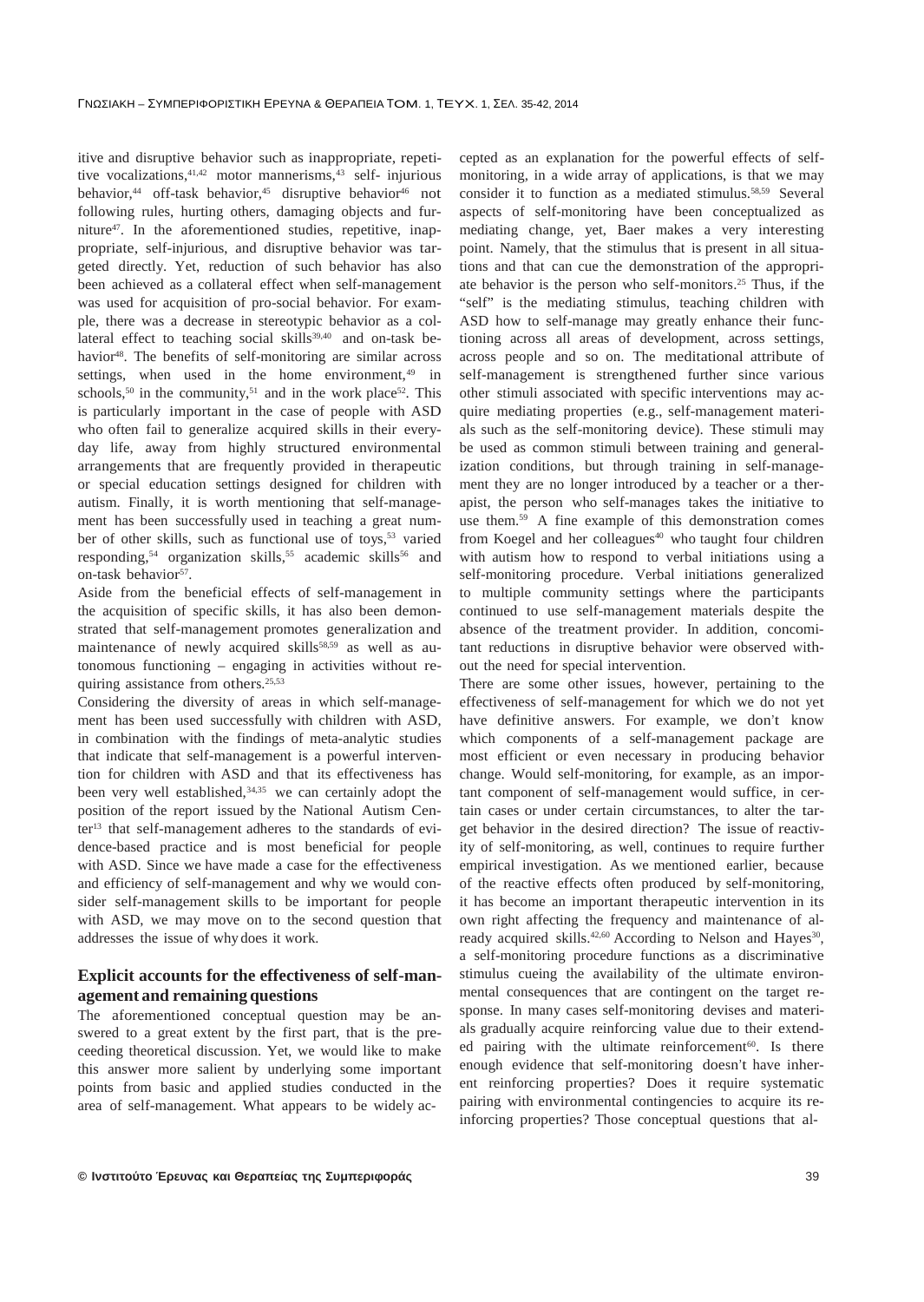itive and disruptive behavior such as inappropriate, repetitive vocalizations,[41,42] motor mannerisms,[43] self- injurious behavior,[44] off-task behavior,[45] disruptive behavior[46] not following rules, hurting others, damaging objects and furniture[47]. In the aforementioned studies, repetitive, inappropriate, self-injurious, and disruptive behavior was targeted directly. Yet, reduction of such behavior has also been achieved as a collateral effect when self-management was used for acquisition of pro-social behavior. For example, there was a decrease in stereotypic behavior as a collateral effect to teaching social skills[39,40] and on-task behavior[48]. The benefits of self-monitoring are similar across settings, when used in the home environment,[49] in schools,[50] in the community,[51] and in the work place[52]. This is particularly important in the case of people with ASD who often fail to generalize acquired skills in their everyday life, away from highly structured environmental arrangements that are frequently provided in therapeutic or special education settings designed for children with autism. Finally, it is worth mentioning that self-management has been successfully used in teaching a great number of other skills, such as functional use of toys,[53] varied responding,[54] organization skills,[55] academic skills[56] and on-task behavior[57].

Aside from the beneficial effects of self-management in the acquisition of specific skills, it has also been demonstrated that self-management promotes generalization and maintenance of newly acquired skills[58,59] as well as autonomous functioning – engaging in activities without requiring assistance from others.[25,53]

Considering the diversity of areas in which self-management has been used successfully with children with ASD, in combination with the findings of meta-analytic studies that indicate that self-management is a powerful intervention for children with ASD and that its effectiveness has been very well established,[34,35] we can certainly adopt the position of the report issued by the National Autism Center[13] that self-management adheres to the standards of evidence-based practice and is most beneficial for people with ASD. Since we have made a case for the effectiveness and efficiency of self-management and why we would consider self-management skills to be important for people with ASD, we may move on to the second question that addresses the issue of why does it work.

## Explicit accounts for the effectiveness of self-management and remaining questions

The aforementioned conceptual question may be answered to a great extent by the first part, that is the preceeding theoretical discussion. Yet, we would like to make this answer more salient by underlying some important points from basic and applied studies conducted in the area of self-management. What appears to be widely accepted as an explanation for the powerful effects of self-monitoring, in a wide array of applications, is that we may consider it to function as a mediated stimulus.[58,59] Several aspects of self-monitoring have been conceptualized as mediating change, yet, Baer makes a very interesting point. Namely, that the stimulus that is present in all situations and that can cue the demonstration of the appropriate behavior is the person who self-monitors.[25] Thus, if the "self" is the mediating stimulus, teaching children with ASD how to self-manage may greatly enhance their functioning across all areas of development, across settings, across people and so on. The meditational attribute of self-management is strengthened further since various other stimuli associated with specific interventions may acquire mediating properties (e.g., self-management materials such as the self-monitoring device). These stimuli may be used as common stimuli between training and generalization conditions, but through training in self-management they are no longer introduced by a teacher or a therapist, the person who self-manages takes the initiative to use them.[59] A fine example of this demonstration comes from Koegel and her colleagues[40] who taught four children with autism how to respond to verbal initiations using a self-monitoring procedure. Verbal initiations generalized to multiple community settings where the participants continued to use self-management materials despite the absence of the treatment provider. In addition, concomitant reductions in disruptive behavior were observed without the need for special intervention.

There are some other issues, however, pertaining to the effectiveness of self-management for which we do not yet have definitive answers. For example, we don't know which components of a self-management package are most efficient or even necessary in producing behavior change. Would self-monitoring, for example, as an important component of self-management would suffice, in certain cases or under certain circumstances, to alter the target behavior in the desired direction? The issue of reactivity of self-monitoring, as well, continues to require further empirical investigation. As we mentioned earlier, because of the reactive effects often produced by self-monitoring, it has become an important therapeutic intervention in its own right affecting the frequency and maintenance of already acquired skills.[42,60] According to Nelson and Hayes[30], a self-monitoring procedure functions as a discriminative stimulus cueing the availability of the ultimate environmental consequences that are contingent on the target response. In many cases self-monitoring devises and materials gradually acquire reinforcing value due to their extended pairing with the ultimate reinforcement[60]. Is there enough evidence that self-monitoring doesn't have inherent reinforcing properties? Does it require systematic pairing with environmental contingencies to acquire its reinforcing properties? Those conceptual questions that al-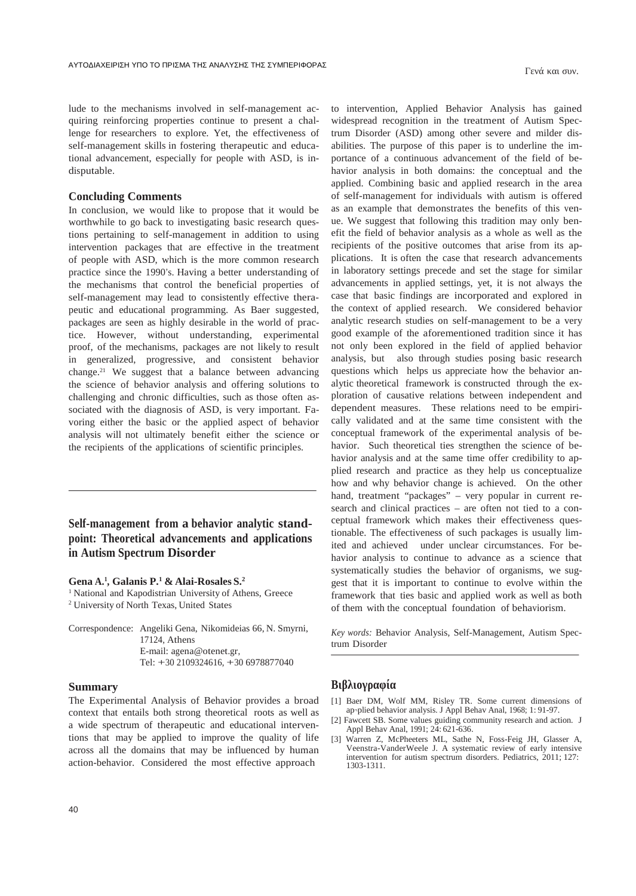lude to the mechanisms involved in self-management acquiring reinforcing properties continue to present a challenge for researchers to explore. Yet, the effectiveness of self-management skills in fostering therapeutic and educational advancement, especially for people with ASD, is indisputable.

## Concluding Comments

In conclusion, we would like to propose that it would be worthwhile to go back to investigating basic research questions pertaining to self-management in addition to using intervention packages that are effective in the treatment of people with ASD, which is the more common research practice since the 1990's. Having a better understanding of the mechanisms that control the beneficial properties of self-management may lead to consistently effective therapeutic and educational programming. As Baer suggested, packages are seen as highly desirable in the world of practice. However, without understanding, experimental proof, of the mechanisms, packages are not likely to result in generalized, progressive, and consistent behavior change.[21] We suggest that a balance between advancing the science of behavior analysis and offering solutions to challenging and chronic difficulties, such as those often associated with the diagnosis of ASD, is very important. Favoring either the basic or the applied aspect of behavior analysis will not ultimately benefit either the science or the recipients of the applications of scientific principles.

---

## Self-management from a behavior analytic standpoint: Theoretical advancements and applications in Autism Spectrum Disorder

**Gena A.[1], Galanis P.[1] & Alai-Rosales S.[2]**

[1] National and Kapodistrian University of Athens, Greece
[2] University of North Texas, United States

Correspondence: Angeliki Gena, Nikomideias 66, N. Smyrni, 17124, Athens
E-mail: agena@otenet.gr,
Tel: +30 2109324616, +30 6978877040

### Summary

The Experimental Analysis of Behavior provides a broad context that entails both strong theoretical roots as well as a wide spectrum of therapeutic and educational interventions that may be applied to improve the quality of life across all the domains that may be influenced by human action-behavior. Considered the most effective approach to intervention, Applied Behavior Analysis has gained widespread recognition in the treatment of Autism Spectrum Disorder (ASD) among other severe and milder disabilities. The purpose of this paper is to underline the importance of a continuous advancement of the field of behavior analysis in both domains: the conceptual and the applied. Combining basic and applied research in the area of self-management for individuals with autism is offered as an example that demonstrates the benefits of this venue. We suggest that following this tradition may only benefit the field of behavior analysis as a whole as well as the recipients of the positive outcomes that arise from its applications. It is often the case that research advancements in laboratory settings precede and set the stage for similar advancements in applied settings, yet, it is not always the case that basic findings are incorporated and explored in the context of applied research. We considered behavior analytic research studies on self-management to be a very good example of the aforementioned tradition since it has not only been explored in the field of applied behavior analysis, but also through studies posing basic research questions which helps us appreciate how the behavior analytic theoretical framework is constructed through the exploration of causative relations between independent and dependent measures. These relations need to be empirically validated and at the same time consistent with the conceptual framework of the experimental analysis of behavior. Such theoretical ties strengthen the science of behavior analysis and at the same time offer credibility to applied research and practice as they help us conceptualize how and why behavior change is achieved. On the other hand, treatment "packages" – very popular in current research and clinical practices – are often not tied to a conceptual framework which makes their effectiveness questionable. The effectiveness of such packages is usually limited and achieved under unclear circumstances. For behavior analysis to continue to advance as a science that systematically studies the behavior of organisms, we suggest that it is important to continue to evolve within the framework that ties basic and applied work as well as both of them with the conceptual foundation of behaviorism.

*Key words:* Behavior Analysis, Self-Management, Autism Spectrum Disorder

---

## Βιβλιογραφία

[1] Baer DM, Wolf MM, Risley TR. Some current dimensions of ap-plied behavior analysis. J Appl Behav Anal, 1968; 1: 91-97.
[2] Fawcett SB. Some values guiding community research and action. J Appl Behav Anal, 1991; 24: 621-636.
[3] Warren Z, McPheeters ML, Sathe N, Foss-Feig JH, Glasser A, Veenstra-VanderWeele J. A systematic review of early intensive intervention for autism spectrum disorders. Pediatrics, 2011; 127: 1303-1311.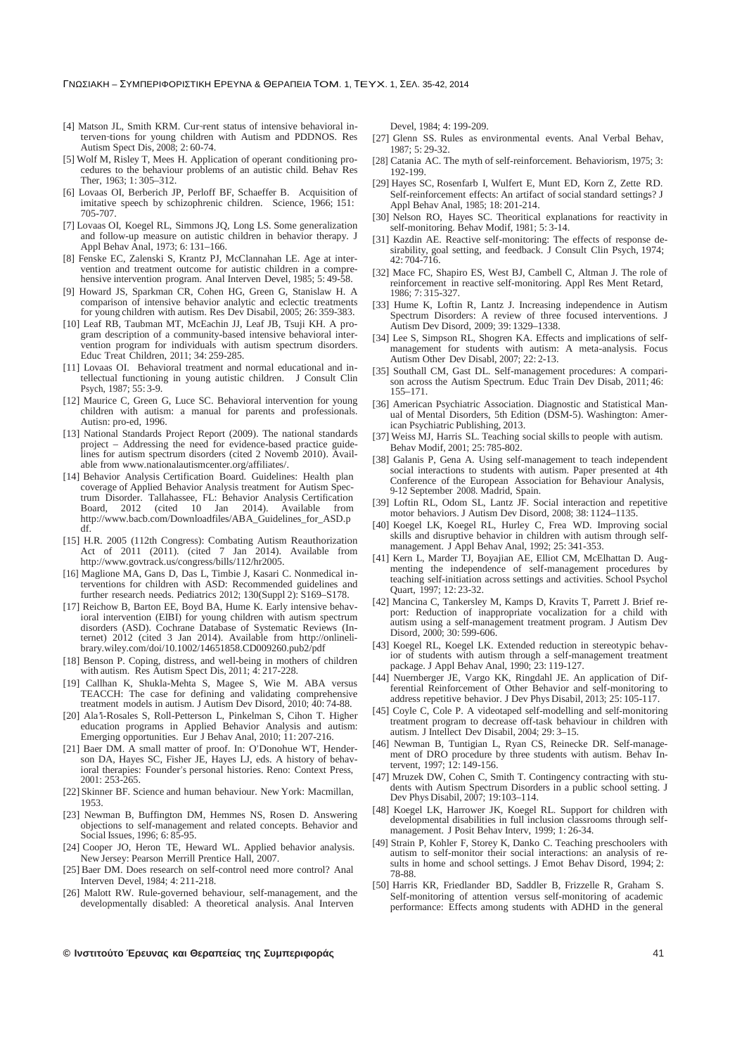[4] Matson JL, Smith KRM. Cur-rent status of intensive behavioral interven-tions for young children with Autism and PDDNOS. Res Autism Spect Dis, 2008; 2: 60-74.

[5] Wolf M, Risley T, Mees H. Application of operant conditioning procedures to the behaviour problems of an autistic child. Behav Res Ther, 1963; 1: 305–312.

[6] Lovaas OI, Berberich JP, Perloff BF, Schaeffer B. Acquisition of imitative speech by schizophrenic children. Science, 1966; 151: 705-707.

[7] Lovaas OI, Koegel RL, Simmons JQ, Long LS. Some generalization and follow-up measure on autistic children in behavior therapy. J Appl Behav Anal, 1973; 6: 131–166.

[8] Fenske EC, Zalenski S, Krantz PJ, McClannahan LE. Age at intervention and treatment outcome for autistic children in a comprehensive intervention program. Anal Interven Devel, 1985; 5: 49-58.

[9] Howard JS, Sparkman CR, Cohen HG, Green G, Stanislaw H. A comparison of intensive behavior analytic and eclectic treatments for young children with autism. Res Dev Disabil, 2005; 26: 359-383.

[10] Leaf RB, Taubman MT, McEachin JJ, Leaf JB, Tsuji KH. A program description of a community-based intensive behavioral intervention program for individuals with autism spectrum disorders. Educ Treat Children, 2011; 34: 259-285.

[11] Lovaas OI. Behavioral treatment and normal educational and intellectual functioning in young autistic children. J Consult Clin Psych, 1987; 55: 3-9.

[12] Maurice C, Green G, Luce SC. Behavioral intervention for young children with autism: a manual for parents and professionals. Autisn: pro-ed, 1996.

[13] National Standards Project Report (2009). The national standards project – Addressing the need for evidence-based practice guidelines for autism spectrum disorders (cited 2 Novemb 2010). Available from www.nationalautismcenter.org/affiliates/.

[14] Behavior Analysis Certification Board. Guidelines: Health plan coverage of Applied Behavior Analysis treatment for Autism Spectrum Disorder. Tallahassee, FL: Behavior Analysis Certification Board, 2012 (cited 10 Jan 2014). Available from http://www.bacb.com/Downloadfiles/ABA_Guidelines_for_ASD.pdf.

[15] H.R. 2005 (112th Congress): Combating Autism Reauthorization Act of 2011 (2011). (cited 7 Jan 2014). Available from http://www.govtrack.us/congress/bills/112/hr2005.

[16] Maglione MA, Gans D, Das L, Timbie J, Kasari C. Nonmedical interventions for children with ASD: Recommended guidelines and further research needs. Pediatrics 2012; 130(Suppl 2): S169–S178.

[17] Reichow B, Barton EE, Boyd BA, Hume K. Early intensive behavioral intervention (EIBI) for young children with autism spectrum disorders (ASD). Cochrane Database of Systematic Reviews (Internet) 2012 (cited 3 Jan 2014). Available from http://onlinelibrary.wiley.com/doi/10.1002/14651858.CD009260.pub2/pdf

[18] Benson P. Coping, distress, and well-being in mothers of children with autism. Res Autism Spect Dis, 2011; 4: 217-228.

[19] Callhan K, Shukla-Mehta S, Magee S, Wie M. ABA versus TEACCH: The case for defining and validating comprehensive treatment models in autism. J Autism Dev Disord, 2010; 40: 74-88.

[20] Alaï-Rosales S, Roll-Petterson L, Pinkelman S, Cihon T. Higher education programs in Applied Behavior Analysis and autism: Emerging opportunities. Eur J Behav Anal, 2010; 11: 207-216.

[21] Baer DM. A small matter of proof. In: O'Donohue WT, Henderson DA, Hayes SC, Fisher JE, Hayes LJ, eds. A history of behavioral therapies: Founder's personal histories. Reno: Context Press, 2001: 253-265.

[22] Skinner BF. Science and human behaviour. New York: Macmillan, 1953.

[23] Newman B, Buffington DM, Hemmes NS, Rosen D. Answering objections to self-management and related concepts. Behavior and Social Issues, 1996; 6: 85-95.

[24] Cooper JO, Heron TE, Heward WL. Applied behavior analysis. New Jersey: Pearson Merrill Prentice Hall, 2007.

[25] Baer DM. Does research on self-control need more control? Anal Interven Devel, 1984; 4: 211-218.

[26] Malott RW. Rule-governed behaviour, self-management, and the developmentally disabled: A theoretical analysis. Anal Interven Devel, 1984; 4: 199-209.

[27] Glenn SS. Rules as environmental events. Anal Verbal Behav, 1987; 5: 29-32.

[28] Catania AC. The myth of self-reinforcement. Behaviorism, 1975; 3: 192-199.

[29] Hayes SC, Rosenfarb I, Wulfert E, Munt ED, Korn Z, Zette RD. Self-reinforcement effects: An artifact of social standard settings? J Appl Behav Anal, 1985; 18: 201-214.

[30] Nelson RO, Hayes SC. Theoritical explanations for reactivity in self-monitoring. Behav Modif, 1981; 5: 3-14.

[31] Kazdin AE. Reactive self-monitoring: The effects of response desirability, goal setting, and feedback. J Consult Clin Psych, 1974; 42: 704-716.

[32] Mace FC, Shapiro ES, West BJ, Cambell C, Altman J. The role of reinforcement in reactive self-monitoring. Appl Res Ment Retard, 1986; 7: 315-327.

[33] Hume K, Loftin R, Lantz J. Increasing independence in Autism Spectrum Disorders: A review of three focused interventions. J Autism Dev Disord, 2009; 39: 1329–1338.

[34] Lee S, Simpson RL, Shogren KA. Effects and implications of self-management for students with autism: A meta-analysis. Focus Autism Other Dev Disabl, 2007; 22: 2-13.

[35] Southall CM, Gast DL. Self-management procedures: A comparison across the Autism Spectrum. Educ Train Dev Disab, 2011; 46: 155–171.

[36] American Psychiatric Association. Diagnostic and Statistical Manual of Mental Disorders, 5th Edition (DSM-5). Washington: American Psychiatric Publishing, 2013.

[37] Weiss MJ, Harris SL. Teaching social skills to people with autism. Behav Modif, 2001; 25: 785-802.

[38] Galanis P, Gena A. Using self-management to teach independent social interactions to students with autism. Paper presented at 4th Conference of the European Association for Behaviour Analysis, 9-12 September 2008. Madrid, Spain.

[39] Loftin RL, Odom SL, Lantz JF. Social interaction and repetitive motor behaviors. J Autism Dev Disord, 2008; 38: 1124–1135.

[40] Koegel LK, Koegel RL, Hurley C, Frea WD. Improving social skills and disruptive behavior in children with autism through self-management. J Appl Behav Anal, 1992; 25: 341-353.

[41] Kern L, Marder TJ, Boyajian AE, Elliot CM, McElhattan D. Augmenting the independence of self-management procedures by teaching self-initiation across settings and activities. School Psychol Quart, 1997; 12: 23-32.

[42] Mancina C, Tankersley M, Kamps D, Kravits T, Parrett J. Brief report: Reduction of inappropriate vocalization for a child with autism using a self-management treatment program. J Autism Dev Disord, 2000; 30: 599-606.

[43] Koegel RL, Koegel LK. Extended reduction in stereotypic behavior of students with autism through a self-management treatment package. J Appl Behav Anal, 1990; 23: 119-127.

[44] Nuernberger JE, Vargo KK, Ringdahl JE. An application of Differential Reinforcement of Other Behavior and self-monitoring to address repetitive behavior. J Dev Phys Disabil, 2013; 25: 105-117.

[45] Coyle C, Cole P. A videotaped self-modelling and self-monitoring treatment program to decrease off-task behaviour in children with autism. J Intellect Dev Disabil, 2004; 29: 3–15.

[46] Newman B, Tuntigian L, Ryan CS, Reinecke DR. Self-management of DRO procedure by three students with autism. Behav Intervent, 1997; 12: 149-156.

[47] Mruzek DW, Cohen C, Smith T. Contingency contracting with students with Autism Spectrum Disorders in a public school setting. J Dev Phys Disabil, 2007; 19:103–114.

[48] Koegel LK, Harrower JK, Koegel RL. Support for children with developmental disabilities in full inclusion classrooms through self-management. J Posit Behav Interv, 1999; 1: 26-34.

[49] Strain P, Kohler F, Storey K, Danko C. Teaching preschoolers with autism to self-monitor their social interactions: an analysis of results in home and school settings. J Emot Behav Disord, 1994; 2: 78-88.

[50] Harris KR, Friedlander BD, Saddler B, Frizzelle R, Graham S. Self-monitoring of attention versus self-monitoring of academic performance: Effects among students with ADHD in the general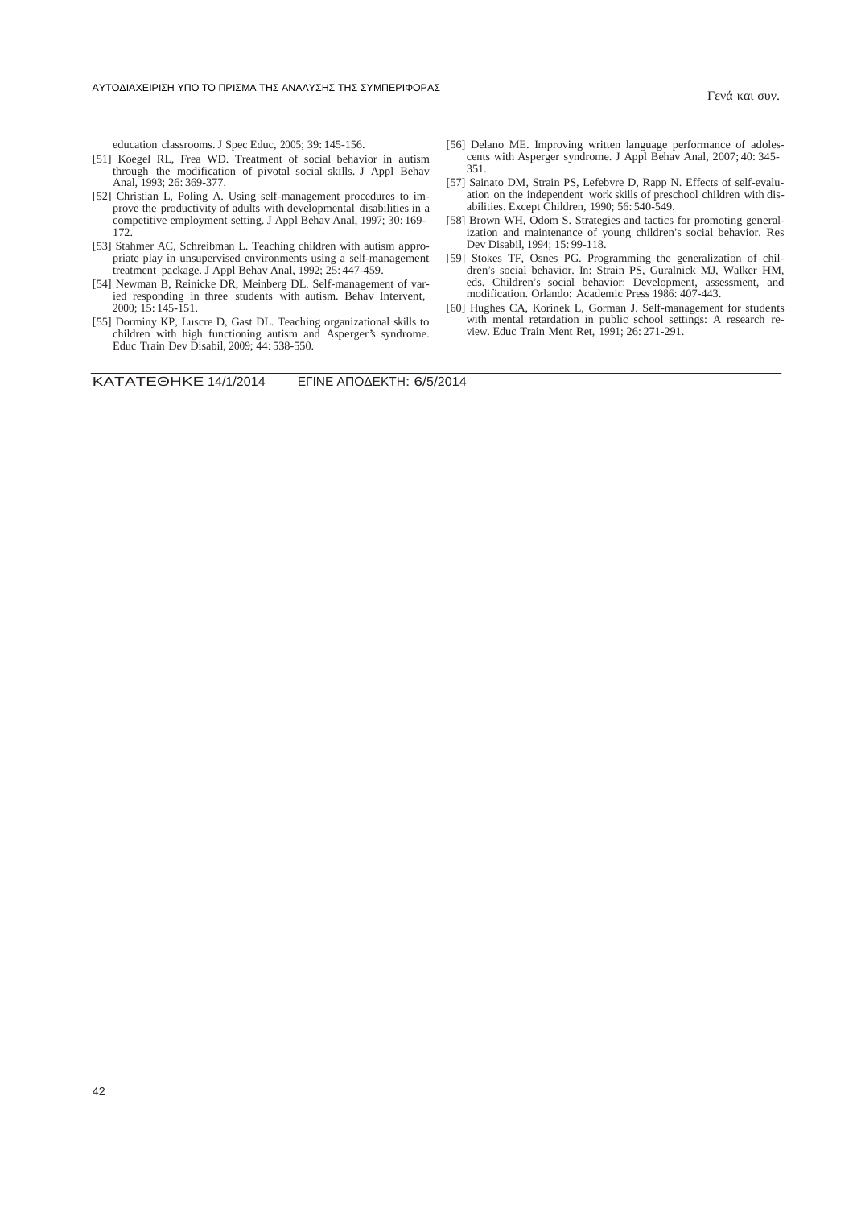education classrooms. J Spec Educ, 2005; 39: 145-156.

[51] Koegel RL, Frea WD. Treatment of social behavior in autism through the modification of pivotal social skills. J Appl Behav Anal, 1993; 26: 369-377.

[52] Christian L, Poling A. Using self-management procedures to improve the productivity of adults with developmental disabilities in a competitive employment setting. J Appl Behav Anal, 1997; 30: 169-172.

[53] Stahmer AC, Schreibman L. Teaching children with autism appropriate play in unsupervised environments using a self-management treatment package. J Appl Behav Anal, 1992; 25: 447-459.

[54] Newman B, Reinicke DR, Meinberg DL. Self-management of varied responding in three students with autism. Behav Intervent, 2000; 15: 145-151.

[55] Dorminy KP, Luscre D, Gast DL. Teaching organizational skills to children with high functioning autism and Asperger's syndrome. Educ Train Dev Disabil, 2009; 44: 538-550.

[56] Delano ME. Improving written language performance of adolescents with Asperger syndrome. J Appl Behav Anal, 2007; 40: 345-351.

[57] Sainato DM, Strain PS, Lefebvre D, Rapp N. Effects of self-evaluation on the independent work skills of preschool children with disabilities. Except Children, 1990; 56: 540-549.

[58] Brown WH, Odom S. Strategies and tactics for promoting generalization and maintenance of young children's social behavior. Res Dev Disabil, 1994; 15: 99-118.

[59] Stokes TF, Osnes PG. Programming the generalization of children's social behavior. In: Strain PS, Guralnick MJ, Walker HM, eds. Children's social behavior: Development, assessment, and modification. Orlando: Academic Press 1986: 407-443.

[60] Hughes CA, Korinek L, Gorman J. Self-management for students with mental retardation in public school settings: A research review. Educ Train Ment Ret, 1991; 26: 271-291.

ΚΑΤΑΤΕΘΗΚΕ 14/1/2014 ΕΓΙΝΕ ΑΠΟΔΕΚΤΗ: 6/5/2014